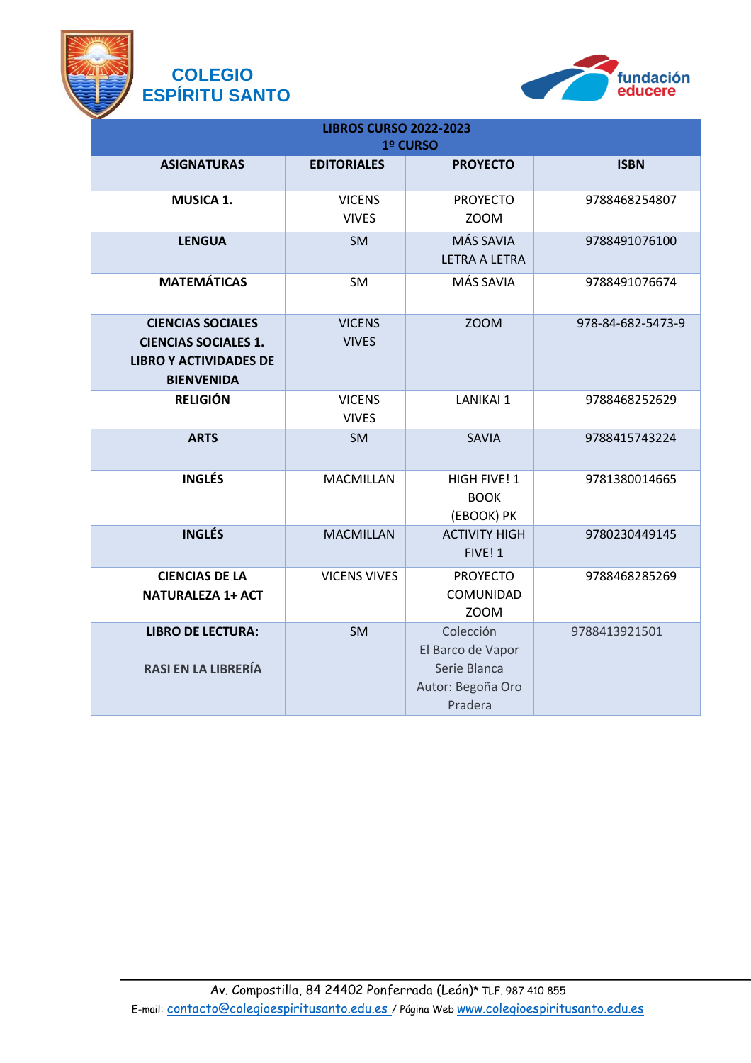# COLEGIO ESPÍRITU SANTO

fundación educere

| LIBROS CURSO 2022-2023<br>1º CURSO | | | |
|---|---|---|---|
| **ASIGNATURAS** | **EDITORIALES** | **PROYECTO** | **ISBN** |
| **MUSICA 1.** | VICENS VIVES | PROYECTO ZOOM | 9788468254807 |
| **LENGUA** | SM | MÁS SAVIA LETRA A LETRA | 9788491076100 |
| **MATEMÁTICAS** | SM | MÁS SAVIA | 9788491076674 |
| **CIENCIAS SOCIALES CIENCIAS SOCIALES 1. LIBRO Y ACTIVIDADES DE BIENVENIDA** | VICENS VIVES | ZOOM | 978-84-682-5473-9 |
| **RELIGIÓN** | VICENS VIVES | LANIKAI 1 | 9788468252629 |
| **ARTS** | SM | SAVIA | 9788415743224 |
| **INGLÉS** | MACMILLAN | HIGH FIVE! 1 BOOK (EBOOK) PK | 9781380014665 |
| **INGLÉS** | MACMILLAN | ACTIVITY HIGH FIVE! 1 | 9780230449145 |
| **CIENCIAS DE LA NATURALEZA 1+ ACT** | VICENS VIVES | PROYECTO COMUNIDAD ZOOM | 9788468285269 |
| **LIBRO DE LECTURA:**<br><br>**RASI EN LA LIBRERÍA** | SM | Colección El Barco de Vapor Serie Blanca Autor: Begoña Oro Pradera | 9788413921501 |

Av. Compostilla, 84 24402 Ponferrada (León)* TLF. 987 410 855
E-mail: contacto@colegioespiritusanto.edu.es / Página Web www.colegioespiritusanto.edu.es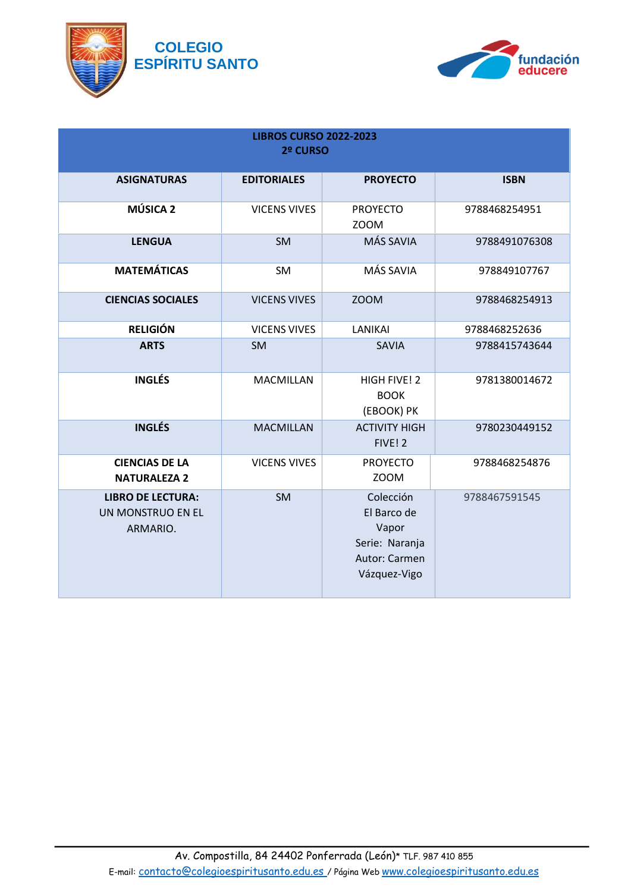COLEGIO ESPÍRITU SANTO

fundación educere

| LIBROS CURSO 2022-2023<br>2º CURSO | | | |
|---|---|---|---|
| **ASIGNATURAS** | **EDITORIALES** | **PROYECTO** | **ISBN** |
| **MÚSICA 2** | VICENS VIVES | PROYECTO ZOOM | 9788468254951 |
| **LENGUA** | SM | MÁS SAVIA | 9788491076308 |
| **MATEMÁTICAS** | SM | MÁS SAVIA | 978849107767 |
| **CIENCIAS SOCIALES** | VICENS VIVES | ZOOM | 9788468254913 |
| **RELIGIÓN** | VICENS VIVES | LANIKAI | 9788468252636 |
| **ARTS** | SM | SAVIA | 9788415743644 |
| **INGLÉS** | MACMILLAN | HIGH FIVE! 2 BOOK (EBOOK) PK | 9781380014672 |
| **INGLÉS** | MACMILLAN | ACTIVITY HIGH FIVE! 2 | 9780230449152 |
| **CIENCIAS DE LA NATURALEZA 2** | VICENS VIVES | PROYECTO ZOOM | 9788468254876 |
| **LIBRO DE LECTURA:** UN MONSTRUO EN EL ARMARIO. | SM | Colección El Barco de Vapor Serie: Naranja Autor: Carmen Vázquez-Vigo | 9788467591545 |

Av. Compostilla, 84 24402 Ponferrada (León)* TLF. 987 410 855
E-mail: contacto@colegioespiritusanto.edu.es / Página Web www.colegioespiritusanto.edu.es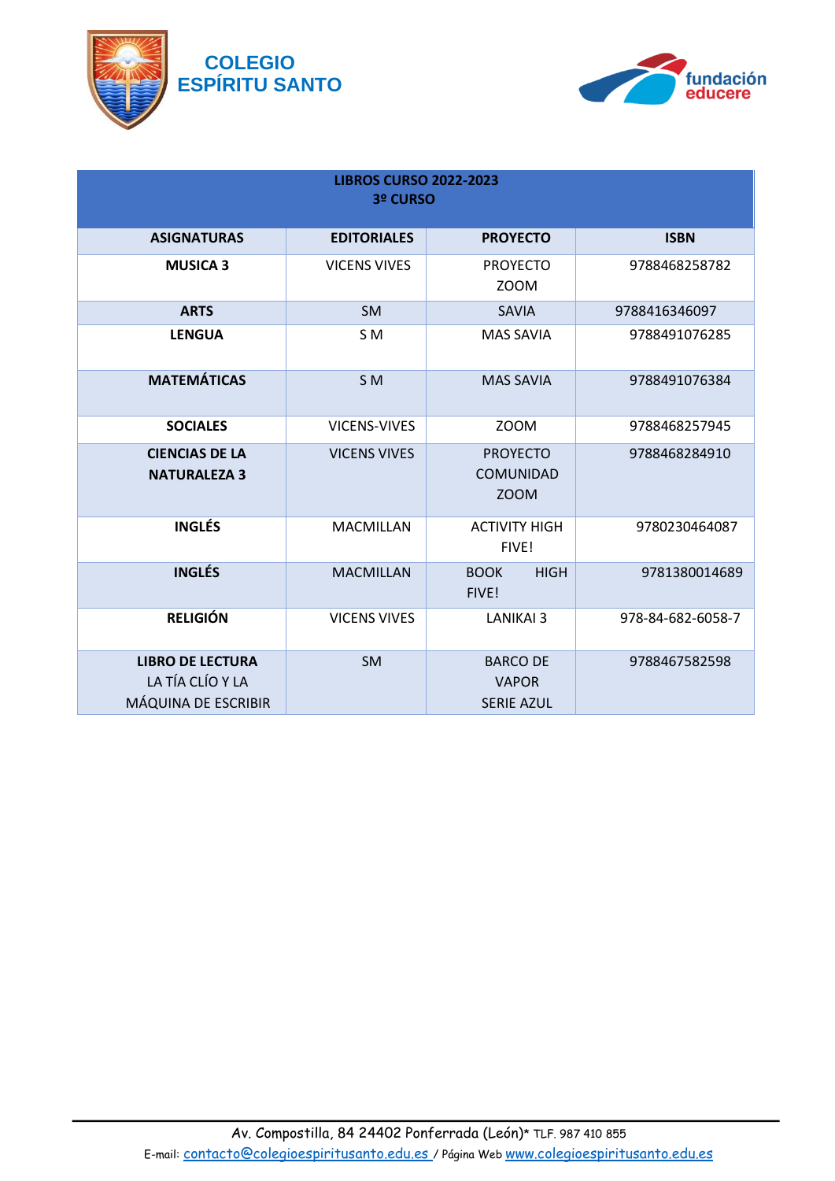COLEGIO ESPÍRITU SANTO

fundación educere

| LIBROS CURSO 2022-2023<br>3º CURSO | | | |
|---|---|---|---|
| **ASIGNATURAS** | **EDITORIALES** | **PROYECTO** | **ISBN** |
| **MUSICA 3** | VICENS VIVES | PROYECTO ZOOM | 9788468258782 |
| **ARTS** | SM | SAVIA | 9788416346097 |
| **LENGUA** | S M | MAS SAVIA | 9788491076285 |
| **MATEMÁTICAS** | S M | MAS SAVIA | 9788491076384 |
| **SOCIALES** | VICENS-VIVES | ZOOM | 9788468257945 |
| **CIENCIAS DE LA NATURALEZA 3** | VICENS VIVES | PROYECTO COMUNIDAD ZOOM | 9788468284910 |
| **INGLÉS** | MACMILLAN | ACTIVITY HIGH FIVE! | 9780230464087 |
| **INGLÉS** | MACMILLAN | BOOK HIGH FIVE! | 9781380014689 |
| **RELIGIÓN** | VICENS VIVES | LANIKAI 3 | 978-84-682-6058-7 |
| **LIBRO DE LECTURA** LA TÍA CLÍO Y LA MÁQUINA DE ESCRIBIR | SM | BARCO DE VAPOR SERIE AZUL | 9788467582598 |

Av. Compostilla, 84 24402 Ponferrada (León)* TLF. 987 410 855
E-mail: contacto@colegioespiritusanto.edu.es / Página Web www.colegioespiritusanto.edu.es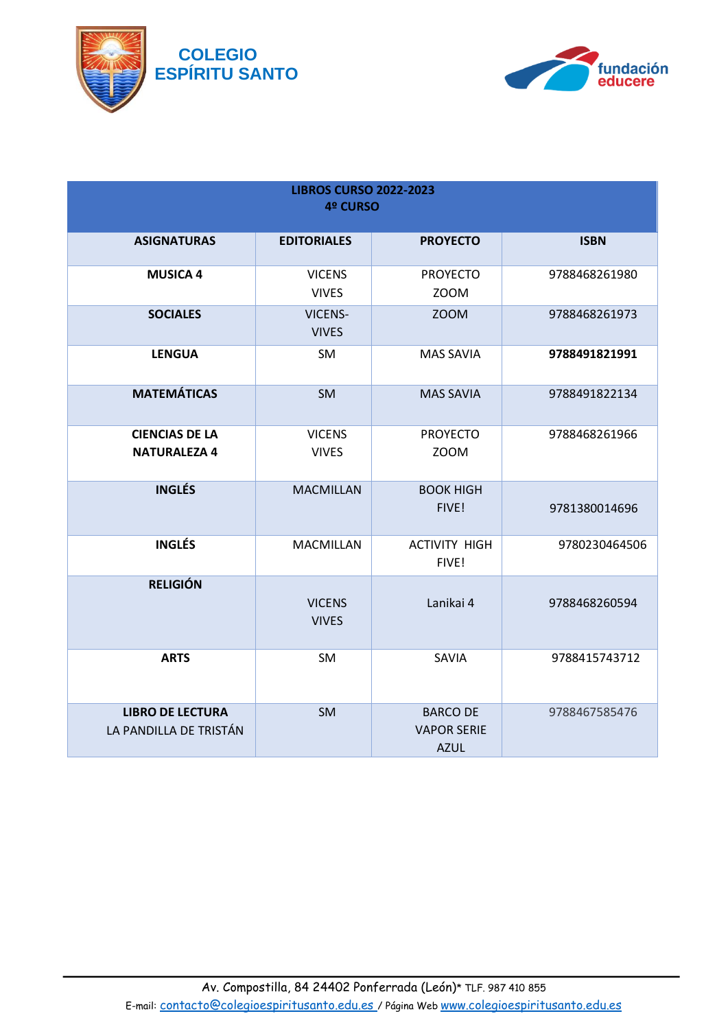COLEGIO ESPÍRITU SANTO

fundación educere

| LIBROS CURSO 2022-2023<br>4º CURSO | | | |
|---|---|---|---|
| **ASIGNATURAS** | **EDITORIALES** | **PROYECTO** | **ISBN** |
| **MUSICA 4** | VICENS VIVES | PROYECTO ZOOM | 9788468261980 |
| **SOCIALES** | VICENS-VIVES | ZOOM | 9788468261973 |
| **LENGUA** | SM | MAS SAVIA | **9788491821991** |
| **MATEMÁTICAS** | SM | MAS SAVIA | 9788491822134 |
| **CIENCIAS DE LA NATURALEZA 4** | VICENS VIVES | PROYECTO ZOOM | 9788468261966 |
| **INGLÉS** | MACMILLAN | BOOK HIGH FIVE! | 9781380014696 |
| **INGLÉS** | MACMILLAN | ACTIVITY HIGH FIVE! | 9780230464506 |
| **RELIGIÓN** | VICENS VIVES | Lanikai 4 | 9788468260594 |
| **ARTS** | SM | SAVIA | 9788415743712 |
| **LIBRO DE LECTURA** LA PANDILLA DE TRISTÁN | SM | BARCO DE VAPOR SERIE AZUL | 9788467585476 |

Av. Compostilla, 84 24402 Ponferrada (León)* TLF. 987 410 855
E-mail: contacto@colegioespiritusanto.edu.es / Página Web www.colegioespiritusanto.edu.es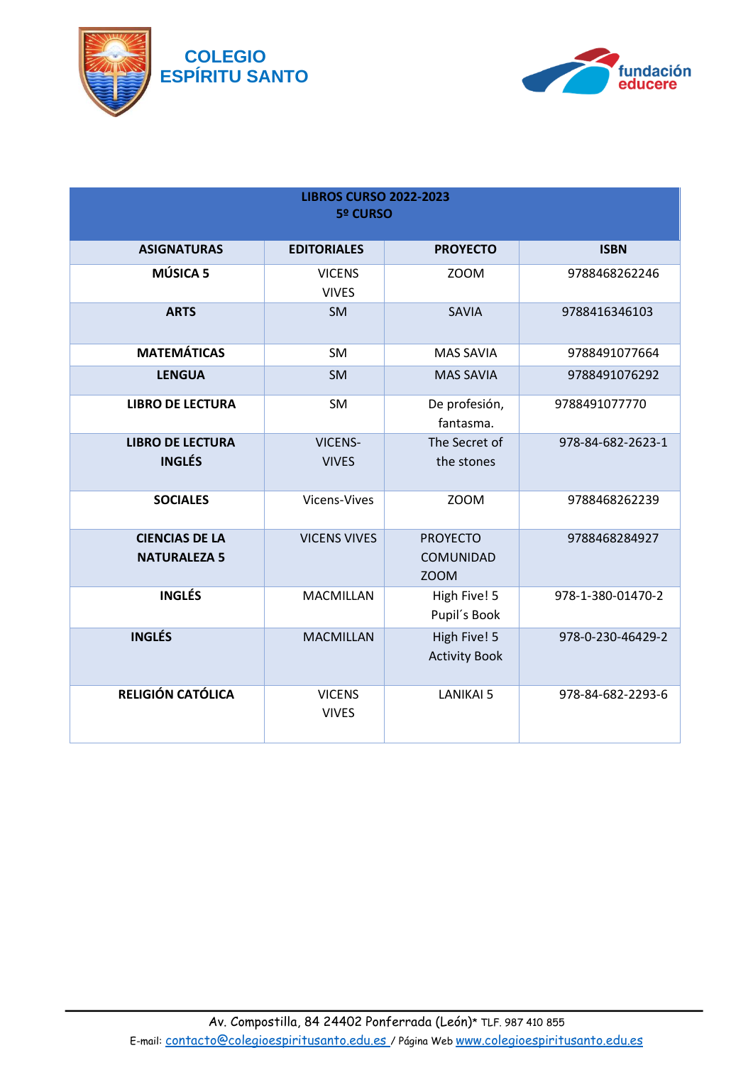**COLEGIO ESPÍRITU SANTO**

**fundación educere**

| LIBROS CURSO 2022-2023 5º CURSO | | | |
|---|---|---|---|
| **ASIGNATURAS** | **EDITORIALES** | **PROYECTO** | **ISBN** |
| **MÚSICA 5** | VICENS VIVES | ZOOM | 9788468262246 |
| **ARTS** | SM | SAVIA | 9788416346103 |
| **MATEMÁTICAS** | SM | MAS SAVIA | 9788491077664 |
| **LENGUA** | SM | MAS SAVIA | 9788491076292 |
| **LIBRO DE LECTURA** | SM | De profesión, fantasma. | 9788491077770 |
| **LIBRO DE LECTURA INGLÉS** | VICENS-VIVES | The Secret of the stones | 978-84-682-2623-1 |
| **SOCIALES** | Vicens-Vives | ZOOM | 9788468262239 |
| **CIENCIAS DE LA NATURALEZA 5** | VICENS VIVES | PROYECTO COMUNIDAD ZOOM | 9788468284927 |
| **INGLÉS** | MACMILLAN | High Five! 5 Pupil´s Book | 978-1-380-01470-2 |
| **INGLÉS** | MACMILLAN | High Five! 5 Activity Book | 978-0-230-46429-2 |
| **RELIGIÓN CATÓLICA** | VICENS VIVES | LANIKAI 5 | 978-84-682-2293-6 |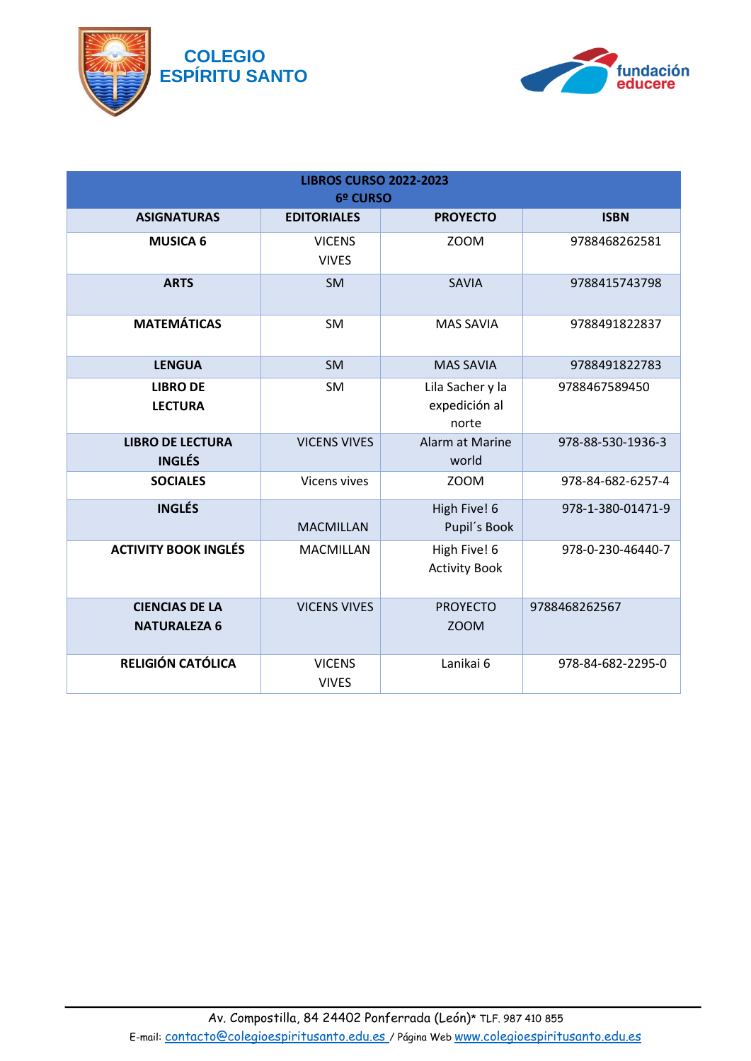COLEGIO ESPÍRITU SANTO

fundación educere

| LIBROS CURSO 2022-2023 6º CURSO | | | |
|---|---|---|---|
| **ASIGNATURAS** | **EDITORIALES** | **PROYECTO** | **ISBN** |
| **MUSICA 6** | VICENS VIVES | ZOOM | 9788468262581 |
| **ARTS** | SM | SAVIA | 9788415743798 |
| **MATEMÁTICAS** | SM | MAS SAVIA | 9788491822837 |
| **LENGUA** | SM | MAS SAVIA | 9788491822783 |
| **LIBRO DE LECTURA** | SM | Lila Sacher y la expedición al norte | 9788467589450 |
| **LIBRO DE LECTURA INGLÉS** | VICENS VIVES | Alarm at Marine world | 978-88-530-1936-3 |
| **SOCIALES** | Vicens vives | ZOOM | 978-84-682-6257-4 |
| **INGLÉS** | MACMILLAN | High Five! 6 Pupil´s Book | 978-1-380-01471-9 |
| **ACTIVITY BOOK INGLÉS** | MACMILLAN | High Five! 6 Activity Book | 978-0-230-46440-7 |
| **CIENCIAS DE LA NATURALEZA 6** | VICENS VIVES | PROYECTO ZOOM | 9788468262567 |
| **RELIGIÓN CATÓLICA** | VICENS VIVES | Lanikai 6 | 978-84-682-2295-0 |

Av. Compostilla, 84 24402 Ponferrada (León)* TLF. 987 410 855
E-mail: contacto@colegioespiritusanto.edu.es / Página Web www.colegioespiritusanto.edu.es